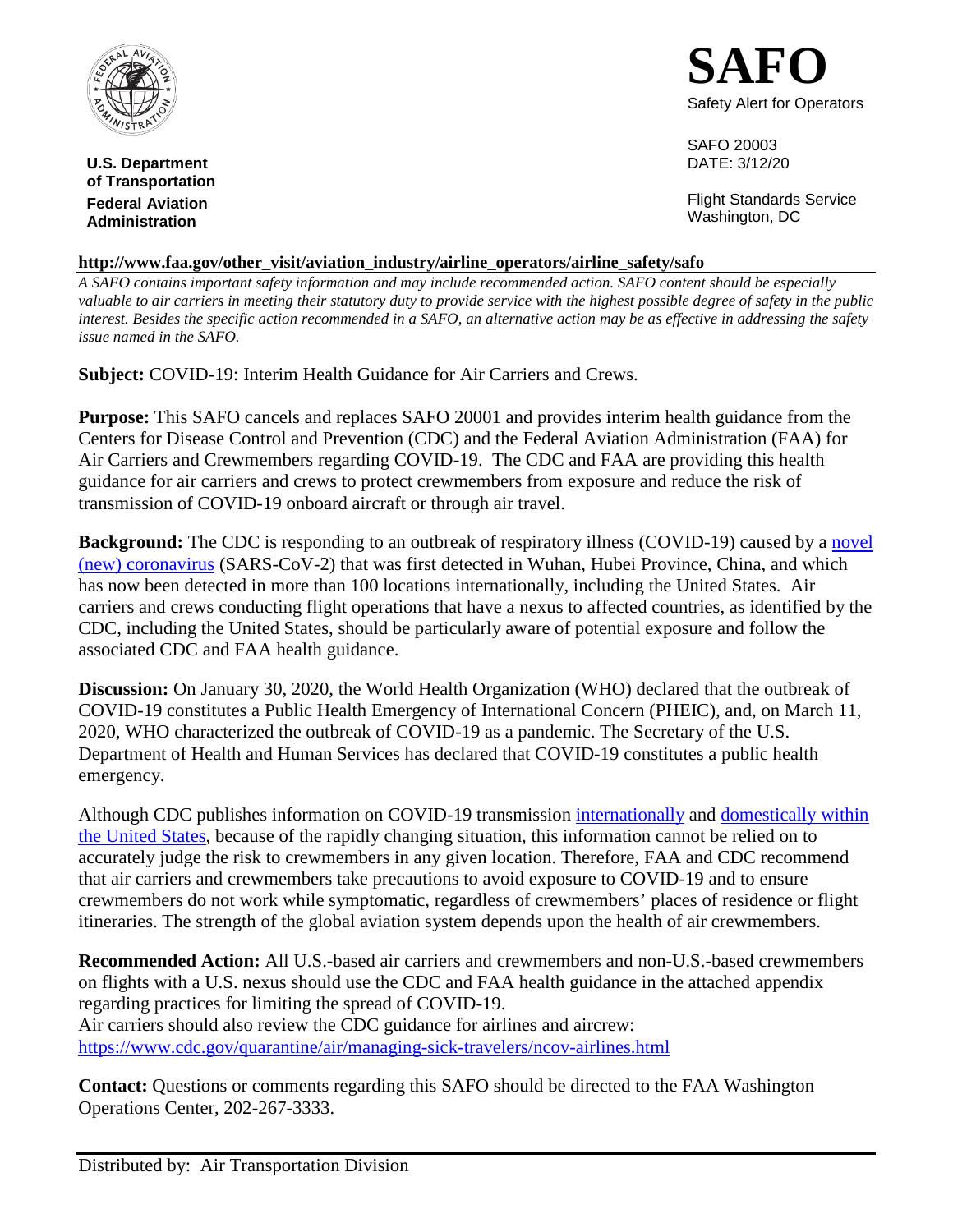**U.S. Department of Transportation**
**Federal Aviation Administration**

# SAFO

Safety Alert for Operators

SAFO 20003
DATE: 3/12/20

Flight Standards Service
Washington, DC

**http://www.faa.gov/other_visit/aviation_industry/airline_operators/airline_safety/safo**

*A SAFO contains important safety information and may include recommended action. SAFO content should be especially valuable to air carriers in meeting their statutory duty to provide service with the highest possible degree of safety in the public interest. Besides the specific action recommended in a SAFO, an alternative action may be as effective in addressing the safety issue named in the SAFO.*

**Subject:** COVID-19: Interim Health Guidance for Air Carriers and Crews.

**Purpose:** This SAFO cancels and replaces SAFO 20001 and provides interim health guidance from the Centers for Disease Control and Prevention (CDC) and the Federal Aviation Administration (FAA) for Air Carriers and Crewmembers regarding COVID-19. The CDC and FAA are providing this health guidance for air carriers and crews to protect crewmembers from exposure and reduce the risk of transmission of COVID-19 onboard aircraft or through air travel.

**Background:** The CDC is responding to an outbreak of respiratory illness (COVID-19) caused by a novel (new) coronavirus (SARS-CoV-2) that was first detected in Wuhan, Hubei Province, China, and which has now been detected in more than 100 locations internationally, including the United States. Air carriers and crews conducting flight operations that have a nexus to affected countries, as identified by the CDC, including the United States, should be particularly aware of potential exposure and follow the associated CDC and FAA health guidance.

**Discussion:** On January 30, 2020, the World Health Organization (WHO) declared that the outbreak of COVID-19 constitutes a Public Health Emergency of International Concern (PHEIC), and, on March 11, 2020, WHO characterized the outbreak of COVID-19 as a pandemic. The Secretary of the U.S. Department of Health and Human Services has declared that COVID-19 constitutes a public health emergency.

Although CDC publishes information on COVID-19 transmission internationally and domestically within the United States, because of the rapidly changing situation, this information cannot be relied on to accurately judge the risk to crewmembers in any given location. Therefore, FAA and CDC recommend that air carriers and crewmembers take precautions to avoid exposure to COVID-19 and to ensure crewmembers do not work while symptomatic, regardless of crewmembers' places of residence or flight itineraries. The strength of the global aviation system depends upon the health of air crewmembers.

**Recommended Action:** All U.S.-based air carriers and crewmembers and non-U.S.-based crewmembers on flights with a U.S. nexus should use the CDC and FAA health guidance in the attached appendix regarding practices for limiting the spread of COVID-19.
Air carriers should also review the CDC guidance for airlines and aircrew: https://www.cdc.gov/quarantine/air/managing-sick-travelers/ncov-airlines.html

**Contact:** Questions or comments regarding this SAFO should be directed to the FAA Washington Operations Center, 202-267-3333.

Distributed by: Air Transportation Division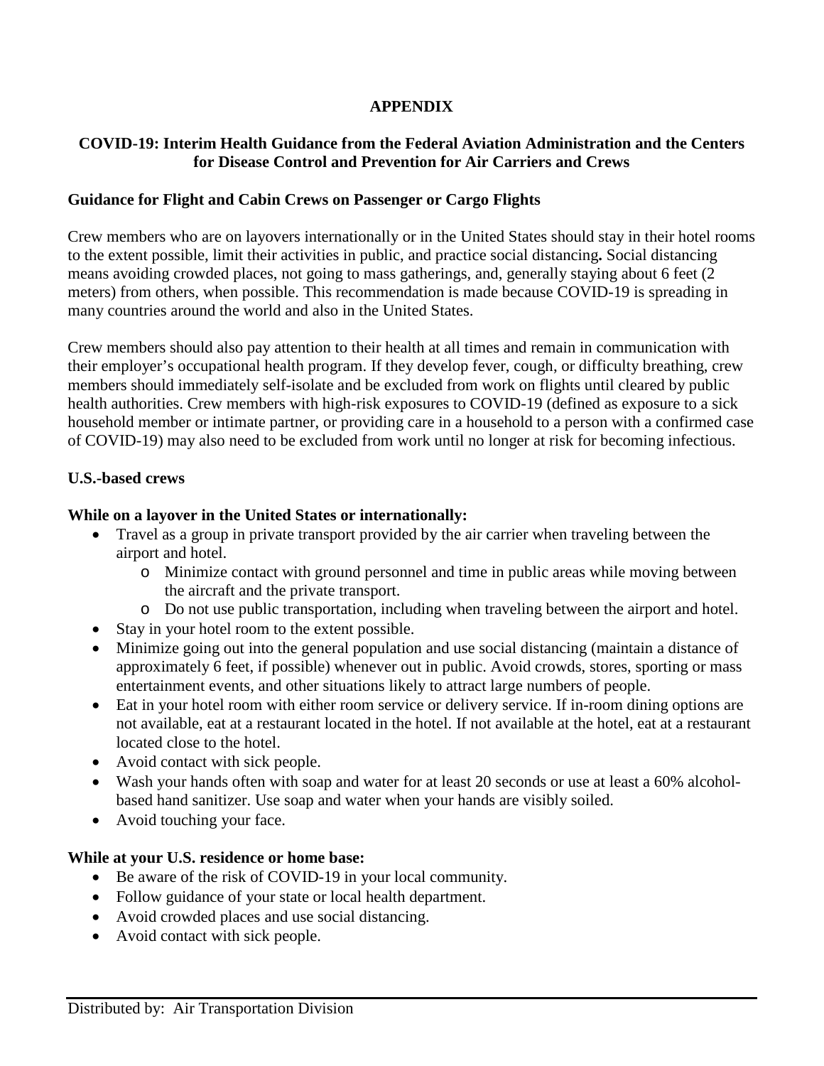**APPENDIX**

**COVID-19: Interim Health Guidance from the Federal Aviation Administration and the Centers for Disease Control and Prevention for Air Carriers and Crews**

**Guidance for Flight and Cabin Crews on Passenger or Cargo Flights**

Crew members who are on layovers internationally or in the United States should stay in their hotel rooms to the extent possible, limit their activities in public, and practice social distancing**.** Social distancing means avoiding crowded places, not going to mass gatherings, and, generally staying about 6 feet (2 meters) from others, when possible. This recommendation is made because COVID-19 is spreading in many countries around the world and also in the United States.

Crew members should also pay attention to their health at all times and remain in communication with their employer's occupational health program. If they develop fever, cough, or difficulty breathing, crew members should immediately self-isolate and be excluded from work on flights until cleared by public health authorities. Crew members with high-risk exposures to COVID-19 (defined as exposure to a sick household member or intimate partner, or providing care in a household to a person with a confirmed case of COVID-19) may also need to be excluded from work until no longer at risk for becoming infectious.

**U.S.-based crews**

**While on a layover in the United States or internationally:**

- Travel as a group in private transport provided by the air carrier when traveling between the airport and hotel.
  - Minimize contact with ground personnel and time in public areas while moving between the aircraft and the private transport.
  - Do not use public transportation, including when traveling between the airport and hotel.
- Stay in your hotel room to the extent possible.
- Minimize going out into the general population and use social distancing (maintain a distance of approximately 6 feet, if possible) whenever out in public. Avoid crowds, stores, sporting or mass entertainment events, and other situations likely to attract large numbers of people.
- Eat in your hotel room with either room service or delivery service. If in-room dining options are not available, eat at a restaurant located in the hotel. If not available at the hotel, eat at a restaurant located close to the hotel.
- Avoid contact with sick people.
- Wash your hands often with soap and water for at least 20 seconds or use at least a 60% alcohol-based hand sanitizer. Use soap and water when your hands are visibly soiled.
- Avoid touching your face.

**While at your U.S. residence or home base:**

- Be aware of the risk of COVID-19 in your local community.
- Follow guidance of your state or local health department.
- Avoid crowded places and use social distancing.
- Avoid contact with sick people.

Distributed by: Air Transportation Division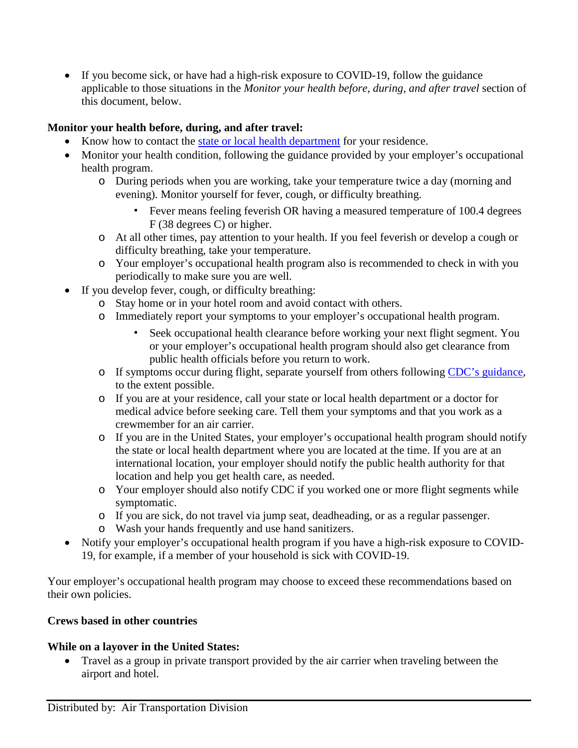- If you become sick, or have had a high-risk exposure to COVID-19, follow the guidance applicable to those situations in the *Monitor your health before, during, and after travel* section of this document, below.

**Monitor your health before, during, and after travel:**

- Know how to contact the [state or local health department]() for your residence.
- Monitor your health condition, following the guidance provided by your employer's occupational health program.
  - During periods when you are working, take your temperature twice a day (morning and evening). Monitor yourself for fever, cough, or difficulty breathing.
    - Fever means feeling feverish OR having a measured temperature of 100.4 degrees F (38 degrees C) or higher.
  - At all other times, pay attention to your health. If you feel feverish or develop a cough or difficulty breathing, take your temperature.
  - Your employer's occupational health program also is recommended to check in with you periodically to make sure you are well.
- If you develop fever, cough, or difficulty breathing:
  - Stay home or in your hotel room and avoid contact with others.
  - Immediately report your symptoms to your employer's occupational health program.
    - Seek occupational health clearance before working your next flight segment. You or your employer's occupational health program should also get clearance from public health officials before you return to work.
  - If symptoms occur during flight, separate yourself from others following [CDC's guidance](), to the extent possible.
  - If you are at your residence, call your state or local health department or a doctor for medical advice before seeking care. Tell them your symptoms and that you work as a crewmember for an air carrier.
  - If you are in the United States, your employer's occupational health program should notify the state or local health department where you are located at the time. If you are at an international location, your employer should notify the public health authority for that location and help you get health care, as needed.
  - Your employer should also notify CDC if you worked one or more flight segments while symptomatic.
  - If you are sick, do not travel via jump seat, deadheading, or as a regular passenger.
  - Wash your hands frequently and use hand sanitizers.
- Notify your employer's occupational health program if you have a high-risk exposure to COVID-19, for example, if a member of your household is sick with COVID-19.

Your employer's occupational health program may choose to exceed these recommendations based on their own policies.

**Crews based in other countries**

**While on a layover in the United States:**

- Travel as a group in private transport provided by the air carrier when traveling between the airport and hotel.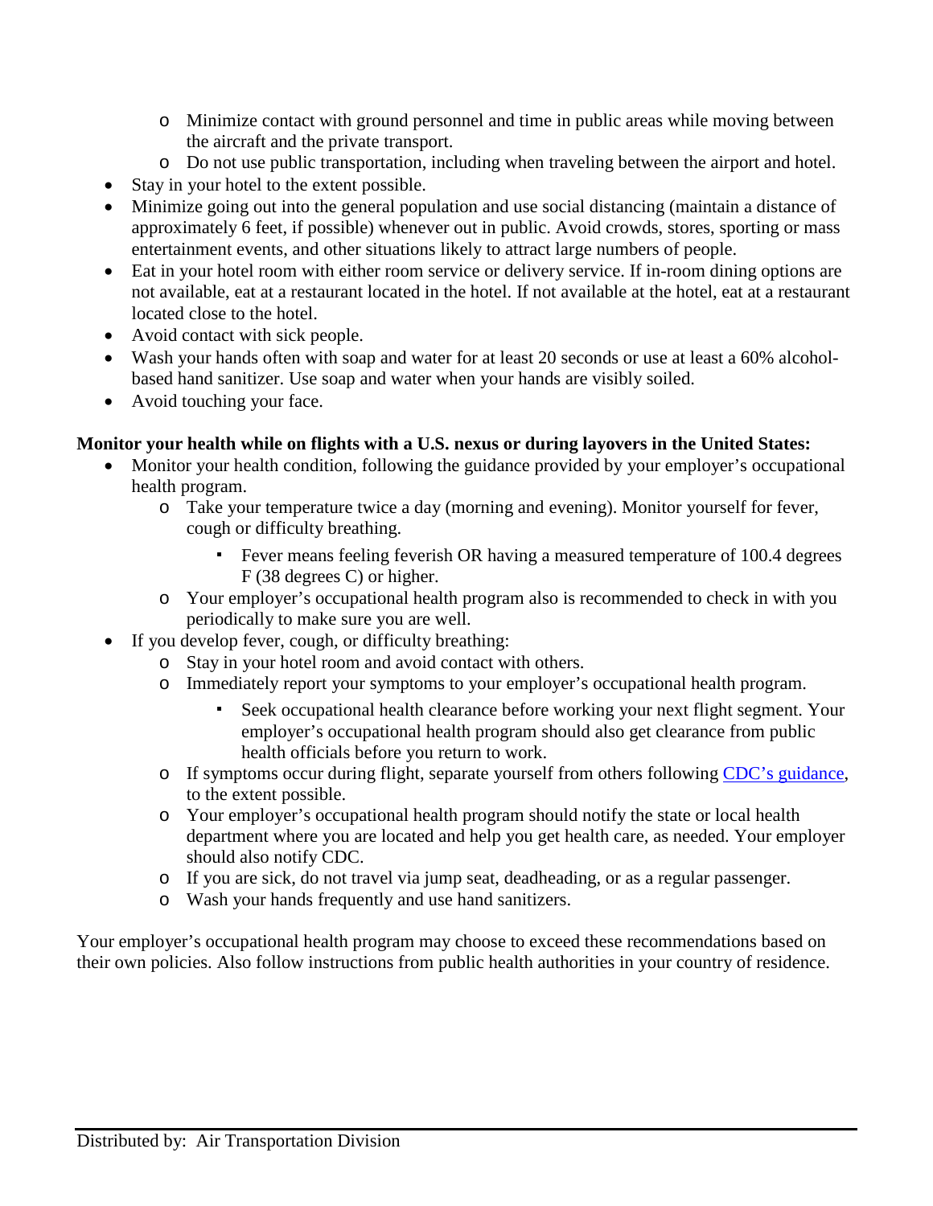- Minimize contact with ground personnel and time in public areas while moving between the aircraft and the private transport.
    - Do not use public transportation, including when traveling between the airport and hotel.
- Stay in your hotel to the extent possible.
- Minimize going out into the general population and use social distancing (maintain a distance of approximately 6 feet, if possible) whenever out in public. Avoid crowds, stores, sporting or mass entertainment events, and other situations likely to attract large numbers of people.
- Eat in your hotel room with either room service or delivery service. If in-room dining options are not available, eat at a restaurant located in the hotel. If not available at the hotel, eat at a restaurant located close to the hotel.
- Avoid contact with sick people.
- Wash your hands often with soap and water for at least 20 seconds or use at least a 60% alcohol-based hand sanitizer. Use soap and water when your hands are visibly soiled.
- Avoid touching your face.

**Monitor your health while on flights with a U.S. nexus or during layovers in the United States:**

- Monitor your health condition, following the guidance provided by your employer's occupational health program.
    - Take your temperature twice a day (morning and evening). Monitor yourself for fever, cough or difficulty breathing.
        - Fever means feeling feverish OR having a measured temperature of 100.4 degrees F (38 degrees C) or higher.
    - Your employer's occupational health program also is recommended to check in with you periodically to make sure you are well.
- If you develop fever, cough, or difficulty breathing:
    - Stay in your hotel room and avoid contact with others.
    - Immediately report your symptoms to your employer's occupational health program.
        - Seek occupational health clearance before working your next flight segment. Your employer's occupational health program should also get clearance from public health officials before you return to work.
    - If symptoms occur during flight, separate yourself from others following CDC's guidance, to the extent possible.
    - Your employer's occupational health program should notify the state or local health department where you are located and help you get health care, as needed. Your employer should also notify CDC.
    - If you are sick, do not travel via jump seat, deadheading, or as a regular passenger.
    - Wash your hands frequently and use hand sanitizers.

Your employer's occupational health program may choose to exceed these recommendations based on their own policies. Also follow instructions from public health authorities in your country of residence.

Distributed by: Air Transportation Division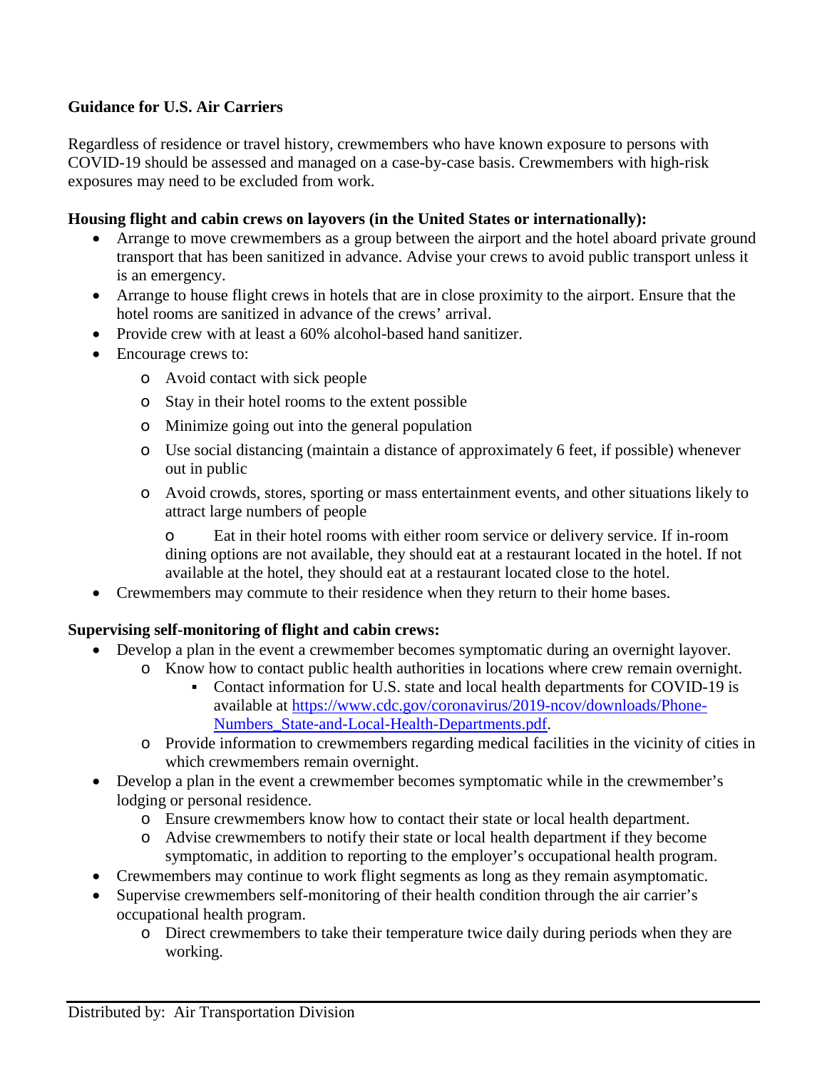**Guidance for U.S. Air Carriers**

Regardless of residence or travel history, crewmembers who have known exposure to persons with COVID-19 should be assessed and managed on a case-by-case basis. Crewmembers with high-risk exposures may need to be excluded from work.

**Housing flight and cabin crews on layovers (in the United States or internationally):**

- Arrange to move crewmembers as a group between the airport and the hotel aboard private ground transport that has been sanitized in advance. Advise your crews to avoid public transport unless it is an emergency.
- Arrange to house flight crews in hotels that are in close proximity to the airport. Ensure that the hotel rooms are sanitized in advance of the crews' arrival.
- Provide crew with at least a 60% alcohol-based hand sanitizer.
- Encourage crews to:
  - Avoid contact with sick people
  - Stay in their hotel rooms to the extent possible
  - Minimize going out into the general population
  - Use social distancing (maintain a distance of approximately 6 feet, if possible) whenever out in public
  - Avoid crowds, stores, sporting or mass entertainment events, and other situations likely to attract large numbers of people
  - Eat in their hotel rooms with either room service or delivery service. If in-room dining options are not available, they should eat at a restaurant located in the hotel. If not available at the hotel, they should eat at a restaurant located close to the hotel.
- Crewmembers may commute to their residence when they return to their home bases.

**Supervising self-monitoring of flight and cabin crews:**

- Develop a plan in the event a crewmember becomes symptomatic during an overnight layover.
  - Know how to contact public health authorities in locations where crew remain overnight.
    - Contact information for U.S. state and local health departments for COVID-19 is available at [https://www.cdc.gov/coronavirus/2019-ncov/downloads/Phone-Numbers_State-and-Local-Health-Departments.pdf](https://www.cdc.gov/coronavirus/2019-ncov/downloads/Phone-Numbers_State-and-Local-Health-Departments.pdf).
  - Provide information to crewmembers regarding medical facilities in the vicinity of cities in which crewmembers remain overnight.
- Develop a plan in the event a crewmember becomes symptomatic while in the crewmember's lodging or personal residence.
  - Ensure crewmembers know how to contact their state or local health department.
  - Advise crewmembers to notify their state or local health department if they become symptomatic, in addition to reporting to the employer's occupational health program.
- Crewmembers may continue to work flight segments as long as they remain asymptomatic.
- Supervise crewmembers self-monitoring of their health condition through the air carrier's occupational health program.
  - Direct crewmembers to take their temperature twice daily during periods when they are working.

Distributed by: Air Transportation Division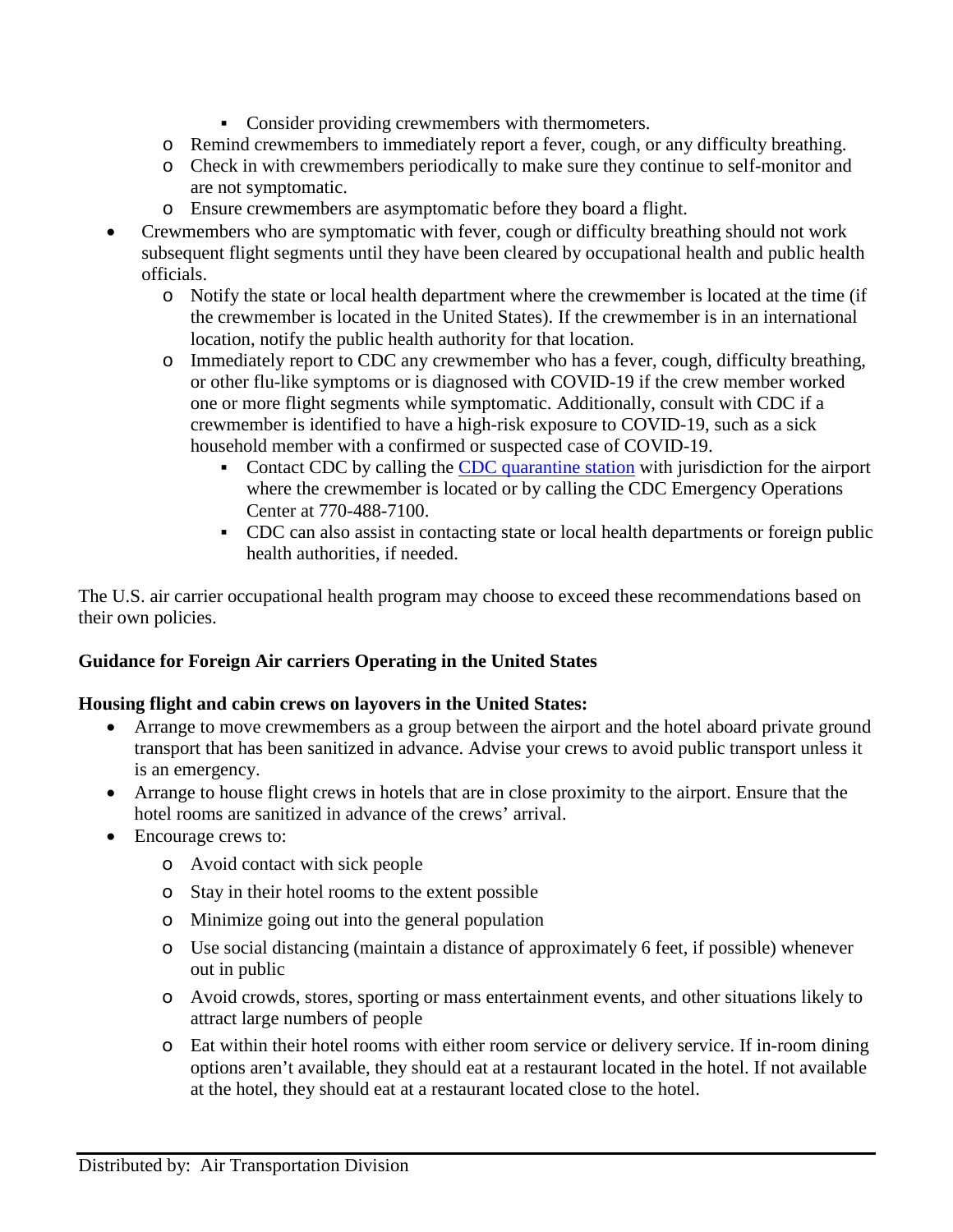- Consider providing crewmembers with thermometers.
    - Remind crewmembers to immediately report a fever, cough, or any difficulty breathing.
    - Check in with crewmembers periodically to make sure they continue to self-monitor and are not symptomatic.
    - Ensure crewmembers are asymptomatic before they board a flight.
- Crewmembers who are symptomatic with fever, cough or difficulty breathing should not work subsequent flight segments until they have been cleared by occupational health and public health officials.
    - Notify the state or local health department where the crewmember is located at the time (if the crewmember is located in the United States). If the crewmember is in an international location, notify the public health authority for that location.
    - Immediately report to CDC any crewmember who has a fever, cough, difficulty breathing, or other flu-like symptoms or is diagnosed with COVID-19 if the crew member worked one or more flight segments while symptomatic. Additionally, consult with CDC if a crewmember is identified to have a high-risk exposure to COVID-19, such as a sick household member with a confirmed or suspected case of COVID-19.
        - Contact CDC by calling the [CDC quarantine station](#) with jurisdiction for the airport where the crewmember is located or by calling the CDC Emergency Operations Center at 770-488-7100.
        - CDC can also assist in contacting state or local health departments or foreign public health authorities, if needed.

The U.S. air carrier occupational health program may choose to exceed these recommendations based on their own policies.

**Guidance for Foreign Air carriers Operating in the United States**

**Housing flight and cabin crews on layovers in the United States:**

- Arrange to move crewmembers as a group between the airport and the hotel aboard private ground transport that has been sanitized in advance. Advise your crews to avoid public transport unless it is an emergency.
- Arrange to house flight crews in hotels that are in close proximity to the airport. Ensure that the hotel rooms are sanitized in advance of the crews' arrival.
- Encourage crews to:
    - Avoid contact with sick people
    - Stay in their hotel rooms to the extent possible
    - Minimize going out into the general population
    - Use social distancing (maintain a distance of approximately 6 feet, if possible) whenever out in public
    - Avoid crowds, stores, sporting or mass entertainment events, and other situations likely to attract large numbers of people
    - Eat within their hotel rooms with either room service or delivery service. If in-room dining options aren't available, they should eat at a restaurant located in the hotel. If not available at the hotel, they should eat at a restaurant located close to the hotel.

Distributed by: Air Transportation Division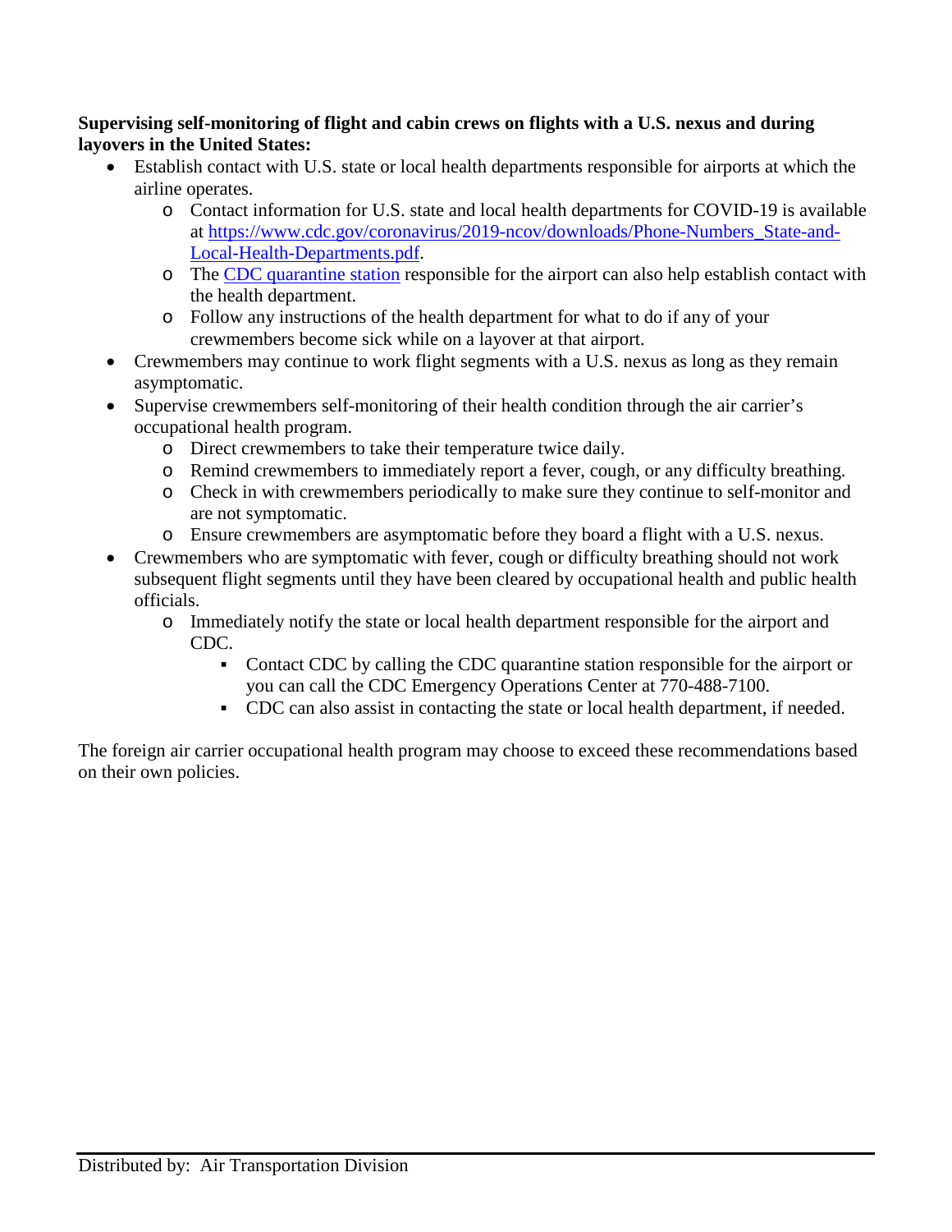**Supervising self-monitoring of flight and cabin crews on flights with a U.S. nexus and during layovers in the United States:**

- Establish contact with U.S. state or local health departments responsible for airports at which the airline operates.
  - Contact information for U.S. state and local health departments for COVID-19 is available at [https://www.cdc.gov/coronavirus/2019-ncov/downloads/Phone-Numbers_State-and-Local-Health-Departments.pdf](https://www.cdc.gov/coronavirus/2019-ncov/downloads/Phone-Numbers_State-and-Local-Health-Departments.pdf).
  - The [CDC quarantine station](#) responsible for the airport can also help establish contact with the health department.
  - Follow any instructions of the health department for what to do if any of your crewmembers become sick while on a layover at that airport.
- Crewmembers may continue to work flight segments with a U.S. nexus as long as they remain asymptomatic.
- Supervise crewmembers self-monitoring of their health condition through the air carrier's occupational health program.
  - Direct crewmembers to take their temperature twice daily.
  - Remind crewmembers to immediately report a fever, cough, or any difficulty breathing.
  - Check in with crewmembers periodically to make sure they continue to self-monitor and are not symptomatic.
  - Ensure crewmembers are asymptomatic before they board a flight with a U.S. nexus.
- Crewmembers who are symptomatic with fever, cough or difficulty breathing should not work subsequent flight segments until they have been cleared by occupational health and public health officials.
  - Immediately notify the state or local health department responsible for the airport and CDC.
    - Contact CDC by calling the CDC quarantine station responsible for the airport or you can call the CDC Emergency Operations Center at 770-488-7100.
    - CDC can also assist in contacting the state or local health department, if needed.

The foreign air carrier occupational health program may choose to exceed these recommendations based on their own policies.

Distributed by: Air Transportation Division